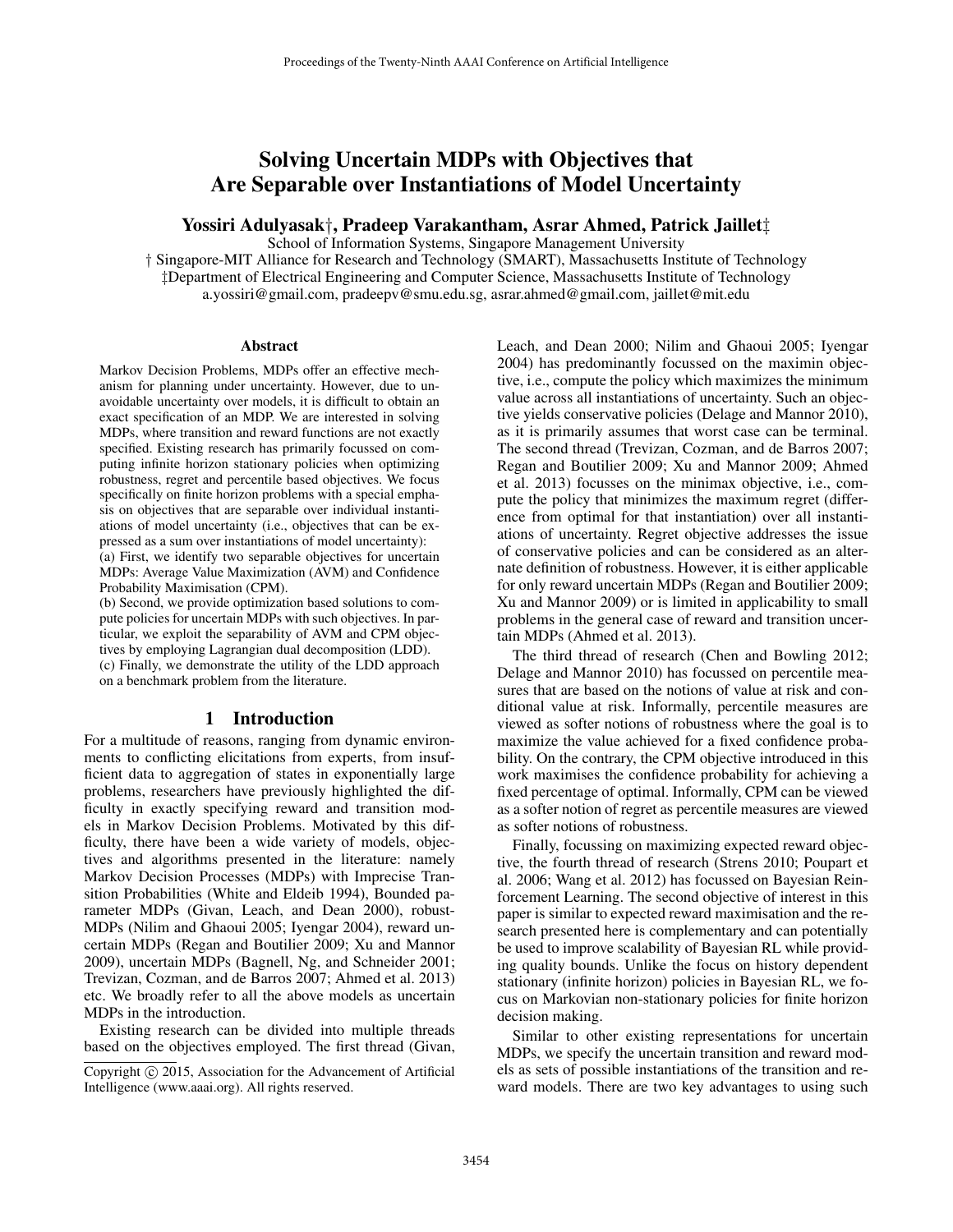# Solving Uncertain MDPs with Objectives that Are Separable over Instantiations of Model Uncertainty

**Yossiri Adulyasak†, Pradeep Varakantham, Asrar Ahmed, Patrick Jaillet‡**

School of Information Systems, Singapore Management University
† Singapore-MIT Alliance for Research and Technology (SMART), Massachusetts Institute of Technology
‡Department of Electrical Engineering and Computer Science, Massachusetts Institute of Technology
a.yossiri@gmail.com, pradeepv@smu.edu.sg, asrar.ahmed@gmail.com, jaillet@mit.edu

### Abstract

Markov Decision Problems, MDPs offer an effective mechanism for planning under uncertainty. However, due to unavoidable uncertainty over models, it is difficult to obtain an exact specification of an MDP. We are interested in solving MDPs, where transition and reward functions are not exactly specified. Existing research has primarily focussed on computing infinite horizon stationary policies when optimizing robustness, regret and percentile based objectives. We focus specifically on finite horizon problems with a special emphasis on objectives that are separable over individual instantiations of model uncertainty (i.e., objectives that can be expressed as a sum over instantiations of model uncertainty):
(a) First, we identify two separable objectives for uncertain MDPs: Average Value Maximization (AVM) and Confidence Probability Maximisation (CPM).
(b) Second, we provide optimization based solutions to compute policies for uncertain MDPs with such objectives. In particular, we exploit the separability of AVM and CPM objectives by employing Lagrangian dual decomposition (LDD).
(c) Finally, we demonstrate the utility of the LDD approach on a benchmark problem from the literature.

## 1 Introduction

For a multitude of reasons, ranging from dynamic environments to conflicting elicitations from experts, from insufficient data to aggregation of states in exponentially large problems, researchers have previously highlighted the difficulty in exactly specifying reward and transition models in Markov Decision Problems. Motivated by this difficulty, there have been a wide variety of models, objectives and algorithms presented in the literature: namely Markov Decision Processes (MDPs) with Imprecise Transition Probabilities (White and Eldeib 1994), Bounded parameter MDPs (Givan, Leach, and Dean 2000), robust-MDPs (Nilim and Ghaoui 2005; Iyengar 2004), reward uncertain MDPs (Regan and Boutilier 2009; Xu and Mannor 2009), uncertain MDPs (Bagnell, Ng, and Schneider 2001; Trevizan, Cozman, and de Barros 2007; Ahmed et al. 2013) etc. We broadly refer to all the above models as uncertain MDPs in the introduction.

Existing research can be divided into multiple threads based on the objectives employed. The first thread (Givan, Leach, and Dean 2000; Nilim and Ghaoui 2005; Iyengar 2004) has predominantly focussed on the maximin objective, i.e., compute the policy which maximizes the minimum value across all instantiations of uncertainty. Such an objective yields conservative policies (Delage and Mannor 2010), as it is primarily assumes that worst case can be terminal. The second thread (Trevizan, Cozman, and de Barros 2007; Regan and Boutilier 2009; Xu and Mannor 2009; Ahmed et al. 2013) focusses on the minimax objective, i.e., compute the policy that minimizes the maximum regret (difference from optimal for that instantiation) over all instantiations of uncertainty. Regret objective addresses the issue of conservative policies and can be considered as an alternate definition of robustness. However, it is either applicable for only reward uncertain MDPs (Regan and Boutilier 2009; Xu and Mannor 2009) or is limited in applicability to small problems in the general case of reward and transition uncertain MDPs (Ahmed et al. 2013).

The third thread of research (Chen and Bowling 2012; Delage and Mannor 2010) has focussed on percentile measures that are based on the notions of value at risk and conditional value at risk. Informally, percentile measures are viewed as softer notions of robustness where the goal is to maximize the value achieved for a fixed confidence probability. On the contrary, the CPM objective introduced in this work maximises the confidence probability for achieving a fixed percentage of optimal. Informally, CPM can be viewed as a softer notion of regret as percentile measures are viewed as softer notions of robustness.

Finally, focussing on maximizing expected reward objective, the fourth thread of research (Strens 2010; Poupart et al. 2006; Wang et al. 2012) has focussed on Bayesian Reinforcement Learning. The second objective of interest in this paper is similar to expected reward maximisation and the research presented here is complementary and can potentially be used to improve scalability of Bayesian RL while providing quality bounds. Unlike the focus on history dependent stationary (infinite horizon) policies in Bayesian RL, we focus on Markovian non-stationary policies for finite horizon decision making.

Similar to other existing representations for uncertain MDPs, we specify the uncertain transition and reward models as sets of possible instantiations of the transition and reward models. There are two key advantages to using such

Copyright © 2015, Association for the Advancement of Artificial Intelligence (www.aaai.org). All rights reserved.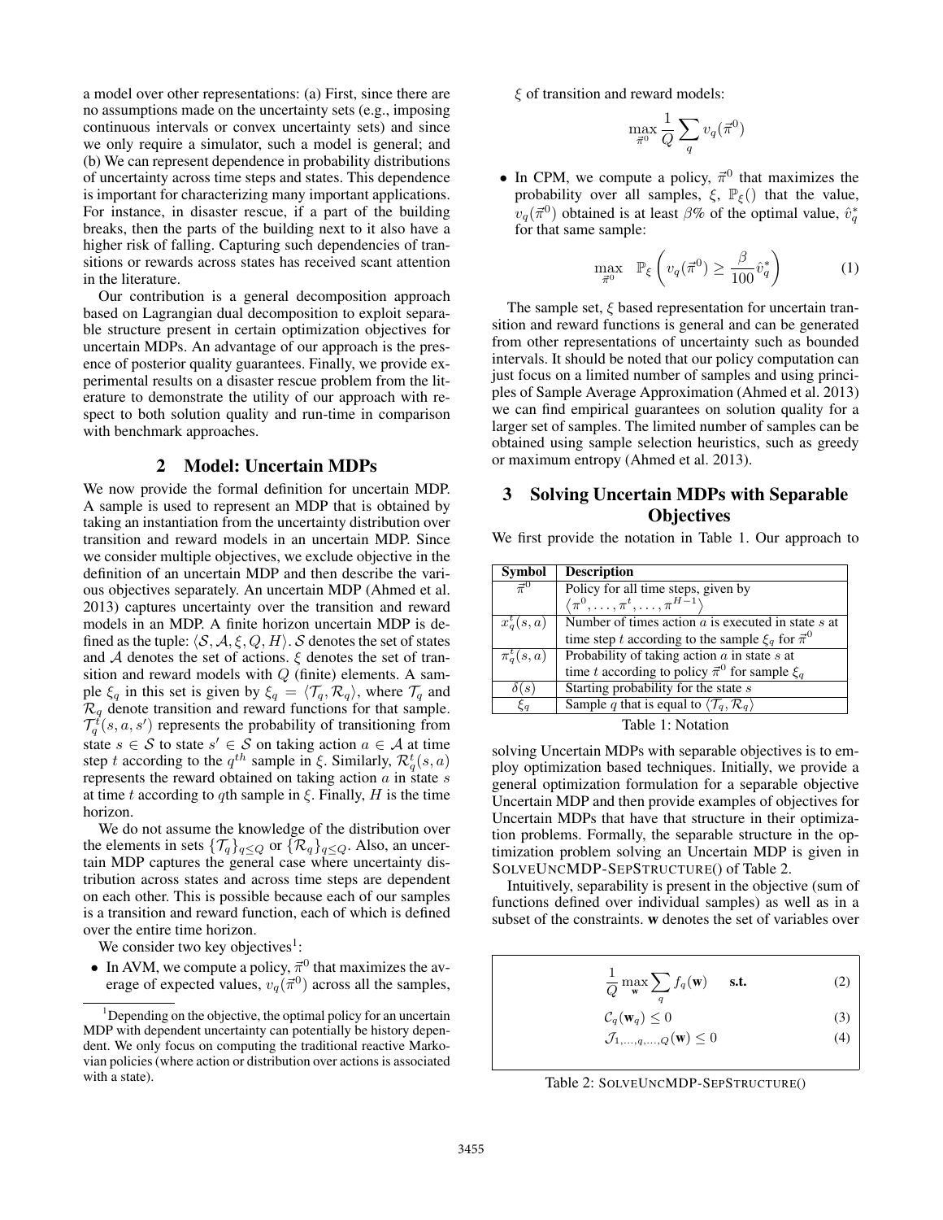a model over other representations: (a) First, since there are no assumptions made on the uncertainty sets (e.g., imposing continuous intervals or convex uncertainty sets) and since we only require a simulator, such a model is general; and (b) We can represent dependence in probability distributions of uncertainty across time steps and states. This dependence is important for characterizing many important applications. For instance, in disaster rescue, if a part of the building breaks, then the parts of the building next to it also have a higher risk of falling. Capturing such dependencies of transitions or rewards across states has received scant attention in the literature.

Our contribution is a general decomposition approach based on Lagrangian dual decomposition to exploit separable structure present in certain optimization objectives for uncertain MDPs. An advantage of our approach is the presence of posterior quality guarantees. Finally, we provide experimental results on a disaster rescue problem from the literature to demonstrate the utility of our approach with respect to both solution quality and run-time in comparison with benchmark approaches.

## 2 Model: Uncertain MDPs

We now provide the formal definition for uncertain MDP. A sample is used to represent an MDP that is obtained by taking an instantiation from the uncertainty distribution over transition and reward models in an uncertain MDP. Since we consider multiple objectives, we exclude objective in the definition of an uncertain MDP and then describe the various objectives separately. An uncertain MDP (Ahmed et al. 2013) captures uncertainty over the transition and reward models in an MDP. A finite horizon uncertain MDP is defined as the tuple: $\langle \mathcal{S}, \mathcal{A}, \xi, Q, H \rangle$. $\mathcal{S}$ denotes the set of states and $\mathcal{A}$ denotes the set of actions. $\xi$ denotes the set of transition and reward models with $Q$ (finite) elements. A sample $\xi_q$ in this set is given by $\xi_q = \langle \mathcal{T}_q, \mathcal{R}_q \rangle$, where $\mathcal{T}_q$ and $\mathcal{R}_q$ denote transition and reward functions for that sample. $\mathcal{T}_q^t(s, a, s')$ represents the probability of transitioning from state $s \in \mathcal{S}$ to state $s' \in \mathcal{S}$ on taking action $a \in \mathcal{A}$ at time step $t$ according to the $q^{th}$ sample in $\xi$. Similarly, $\mathcal{R}_q^t(s, a)$ represents the reward obtained on taking action $a$ in state $s$ at time $t$ according to $q$th sample in $\xi$. Finally, $H$ is the time horizon.

We do not assume the knowledge of the distribution over the elements in sets $\{\mathcal{T}_q\}_{q \leq Q}$ or $\{\mathcal{R}_q\}_{q \leq Q}$. Also, an uncertain MDP captures the general case where uncertainty distribution across states and across time steps are dependent on each other. This is possible because each of our samples is a transition and reward function, each of which is defined over the entire time horizon.

We consider two key objectives[1]:

- In AVM, we compute a policy, $\vec{\pi}^0$ that maximizes the average of expected values, $v_q(\vec{\pi}^0)$ across all the samples, $\xi$ of transition and reward models:

$$\max_{\vec{\pi}^0} \frac{1}{Q} \sum_q v_q(\vec{\pi}^0)$$

- In CPM, we compute a policy, $\vec{\pi}^0$ that maximizes the probability over all samples, $\xi$, $\mathbb{P}_\xi()$ that the value, $v_q(\vec{\pi}^0)$ obtained is at least $\beta$% of the optimal value, $\hat{v}_q^*$ for that same sample:

$$\max_{\vec{\pi}^0} \quad \mathbb{P}_\xi \left( v_q(\vec{\pi}^0) \geq \frac{\beta}{100} \hat{v}_q^* \right) \tag{1}$$

[1] Depending on the objective, the optimal policy for an uncertain MDP with dependent uncertainty can potentially be history dependent. We only focus on computing the traditional reactive Markovian policies (where action or distribution over actions is associated with a state).

The sample set, $\xi$ based representation for uncertain transition and reward functions is general and can be generated from other representations of uncertainty such as bounded intervals. It should be noted that our policy computation can just focus on a limited number of samples and using principles of Sample Average Approximation (Ahmed et al. 2013) we can find empirical guarantees on solution quality for a larger set of samples. The limited number of samples can be obtained using sample selection heuristics, such as greedy or maximum entropy (Ahmed et al. 2013).

## 3 Solving Uncertain MDPs with Separable Objectives

We first provide the notation in Table 1. Our approach to solving Uncertain MDPs with separable objectives is to employ optimization based techniques. Initially, we provide a general optimization formulation for a separable objective Uncertain MDP and then provide examples of objectives for Uncertain MDPs that have that structure in their optimization problems. Formally, the separable structure in the optimization problem solving an Uncertain MDP is given in SOLVEUNCMDP-SEPSTRUCTURE() of Table 2.

| Symbol | Description |
|---|---|
| $\vec{\pi}^0$ | Policy for all time steps, given by $\langle \pi^0, \ldots, \pi^t, \ldots, \pi^{H-1} \rangle$ |
| $x_q^t(s, a)$ | Number of times action $a$ is executed in state $s$ at time step $t$ according to the sample $\xi_q$ for $\vec{\pi}^0$ |
| $\pi_q^t(s, a)$ | Probability of taking action $a$ in state $s$ at time $t$ according to policy $\vec{\pi}^0$ for sample $\xi_q$ |
| $\delta(s)$ | Starting probability for the state $s$ |
| $\xi_q$ | Sample $q$ that is equal to $\langle \mathcal{T}_q, \mathcal{R}_q \rangle$ |

Table 1: Notation

Intuitively, separability is present in the objective (sum of functions defined over individual samples) as well as in a subset of the constraints. **w** denotes the set of variables over

$$\frac{1}{Q} \max_{\mathbf{w}} \sum_q f_q(\mathbf{w}) \quad \textbf{s.t.} \tag{2}$$

$$\mathcal{C}_q(\mathbf{w}_q) \leq 0 \tag{3}$$

$$\mathcal{J}_{1,\ldots,q,\ldots,Q}(\mathbf{w}) \leq 0 \tag{4}$$

Table 2: SOLVEUNCMDP-SEPSTRUCTURE()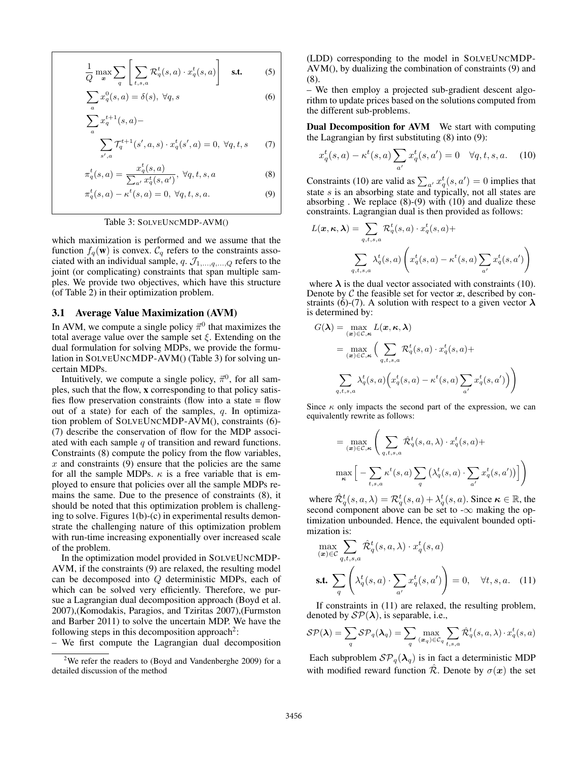$$\frac{1}{Q}\max_{\boldsymbol{x}}\sum_{q}\left[\sum_{t,s,a}\mathcal{R}_q^t(s,a)\cdot x_q^t(s,a)\right] \quad \textbf{s.t.} \tag{5}$$

$$\sum_a x_q^0(s,a)=\delta(s),\ \forall q,s \tag{6}$$

$$\sum_a x_q^{t+1}(s,a)- \sum_{s',a}\mathcal{T}_q^{t+1}(s',a,s)\cdot x_q^t(s',a)=0,\ \forall q,t,s \tag{7}$$

$$\pi_q^t(s,a)=\frac{x_q^t(s,a)}{\sum_{a'}x_q^t(s,a')},\ \forall q,t,s,a \tag{8}$$

$$\pi_q^t(s,a)-\kappa^t(s,a)=0,\ \forall q,t,s,a. \tag{9}$$

Table 3: SOLVEUNCMDP-AVM()

which maximization is performed and we assume that the function $f_q(\mathbf{w})$ is convex. $\mathcal{C}_q$ refers to the constraints associated with an individual sample, $q$. $\mathcal{J}_{1,\ldots,q,\ldots,Q}$ refers to the joint (or complicating) constraints that span multiple samples. We provide two objectives, which have this structure (of Table 2) in their optimization problem.

### 3.1 Average Value Maximization (AVM)

In AVM, we compute a single policy $\vec{\pi}^0$ that maximizes the total average value over the sample set $\xi$. Extending on the dual formulation for solving MDPs, we provide the formulation in SOLVEUNCMDP-AVM() (Table 3) for solving uncertain MDPs.

Intuitively, we compute a single policy, $\vec{\pi}^0$, for all samples, such that the flow, **x** corresponding to that policy satisfies flow preservation constraints (flow into a state = flow out of a state) for each of the samples, $q$. In optimization problem of SOLVEUNCMDP-AVM(), constraints (6)-(7) describe the conservation of flow for the MDP associated with each sample $q$ of transition and reward functions. Constraints (8) compute the policy from the flow variables, $x$ and constraints (9) ensure that the policies are the same for all the sample MDPs. $\kappa$ is a free variable that is employed to ensure that policies over all the sample MDPs remains the same. Due to the presence of constraints (8), it should be noted that this optimization problem is challenging to solve. Figures 1(b)-(c) in experimental results demonstrate the challenging nature of this optimization problem with run-time increasing exponentially over increased scale of the problem.

In the optimization model provided in SOLVEUNCMDP-AVM, if the constraints (9) are relaxed, the resulting model can be decomposed into $Q$ deterministic MDPs, each of which can be solved very efficiently. Therefore, we pursue a Lagrangian dual decomposition approach (Boyd et al. 2007),(Komodakis, Paragios, and Tziritas 2007),(Furmston and Barber 2011) to solve the uncertain MDP. We have the following steps in this decomposition approach[2]:

– We first compute the Lagrangian dual decomposition (LDD) corresponding to the model in SOLVEUNCMDP-AVM(), by dualizing the combination of constraints (9) and (8).

– We then employ a projected sub-gradient descent algorithm to update prices based on the solutions computed from the different sub-problems.

[2]We refer the readers to (Boyd and Vandenberghe 2009) for a detailed discussion of the method

**Dual Decomposition for AVM** We start with computing the Lagrangian by first substituting (8) into (9):

$$x_q^t(s,a)-\kappa^t(s,a)\sum_{a'}x_q^t(s,a')=0 \quad \forall q,t,s,a. \tag{10}$$

Constraints (10) are valid as $\sum_{a'}x_q^t(s,a')=0$ implies that state $s$ is an absorbing state and typically, not all states are absorbing . We replace (8)-(9) with (10) and dualize these constraints. Lagrangian dual is then provided as follows:

$$L(\boldsymbol{x},\boldsymbol{\kappa},\boldsymbol{\lambda})=\sum_{q,t,s,a}\mathcal{R}_q^t(s,a)\cdot x_q^t(s,a)+ \sum_{q,t,s,a}\lambda_q^t(s,a)\left(x_q^t(s,a)-\kappa^t(s,a)\sum_{a'}x_q^t(s,a')\right)$$

where $\boldsymbol{\lambda}$ is the dual vector associated with constraints (10). Denote by $\mathcal{C}$ the feasible set for vector $\boldsymbol{x}$, described by constraints (6)-(7). A solution with respect to a given vector $\boldsymbol{\lambda}$ is determined by:

$$G(\boldsymbol{\lambda})=\max_{(\boldsymbol{x})\in\mathcal{C},\boldsymbol{\kappa}} L(\boldsymbol{x},\boldsymbol{\kappa},\boldsymbol{\lambda})$$

$$=\max_{(\boldsymbol{x})\in\mathcal{C},\boldsymbol{\kappa}}\Big(\sum_{q,t,s,a}\mathcal{R}_q^t(s,a)\cdot x_q^t(s,a)+ \sum_{q,t,s,a}\lambda_q^t(s,a)\Big(x_q^t(s,a)-\kappa^t(s,a)\sum_{a'}x_q^t(s,a')\Big)\Big)$$

Since $\kappa$ only impacts the second part of the expression, we can equivalently rewrite as follows:

$$=\max_{(\boldsymbol{x})\in\mathcal{C},\boldsymbol{\kappa}}\left(\sum_{q,t,s,a}\hat{\mathcal{R}}_q^t(s,a,\lambda)\cdot x_q^t(s,a)+ \max_{\boldsymbol{\kappa}}\Big[-\sum_{t,s,a}\kappa^t(s,a)\sum_q\big(\lambda_q^t(s,a)\cdot\sum_{a'}x_q^t(s,a')\big)\Big]\right)$$

where $\hat{\mathcal{R}}_q^t(s,a,\lambda)=\mathcal{R}_q^t(s,a)+\lambda_q^t(s,a)$. Since $\boldsymbol{\kappa}\in\mathbb{R}$, the second component above can be set to $-\infty$ making the optimization unbounded. Hence, the equivalent bounded optimization is:

$$\max_{(\boldsymbol{x})\in\mathcal{C}}\sum_{q,t,s,a}\hat{\mathcal{R}}_q^t(s,a,\lambda)\cdot x_q^t(s,a)$$

$$\textbf{s.t.}\ \sum_q\left(\lambda_q^t(s,a)\cdot\sum_{a'}x_q^t(s,a')\right)=0,\quad \forall t,s,a. \tag{11}$$

If constraints in (11) are relaxed, the resulting problem, denoted by $\mathcal{SP}(\boldsymbol{\lambda})$, is separable, i.e.,

$$\mathcal{SP}(\boldsymbol{\lambda})=\sum_q\mathcal{SP}_q(\boldsymbol{\lambda}_q)=\sum_q\max_{(\boldsymbol{x}_q)\in\mathcal{C}_q}\sum_{t,s,a}\hat{\mathcal{R}}_q^t(s,a,\lambda)\cdot x_q^t(s,a)$$

Each subproblem $\mathcal{SP}_q(\boldsymbol{\lambda}_q)$ is in fact a deterministic MDP with modified reward function $\hat{\mathcal{R}}$. Denote by $\sigma(\boldsymbol{x})$ the set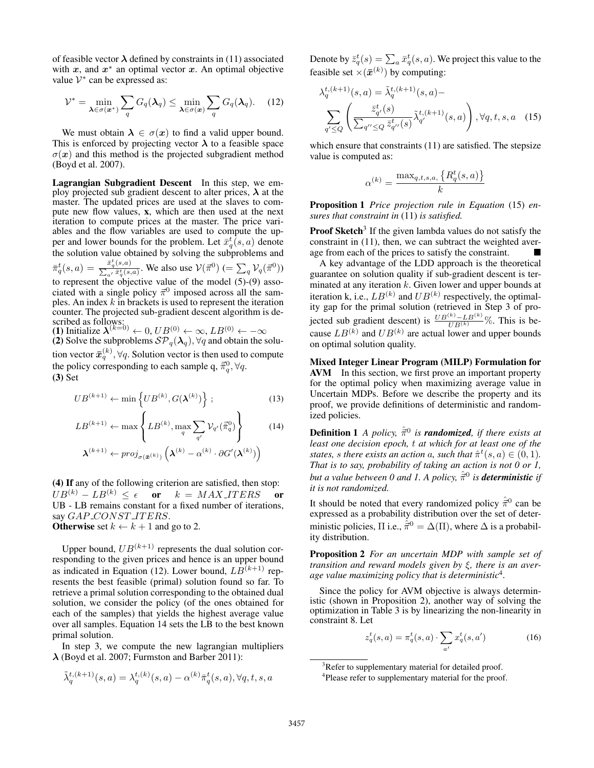of feasible vector $\boldsymbol{\lambda}$ defined by constraints in (11) associated with $\boldsymbol{x}$, and $\boldsymbol{x}^*$ an optimal vector $\boldsymbol{x}$. An optimal objective value $\mathcal{V}^*$ can be expressed as:

$$\mathcal{V}^* = \min_{\boldsymbol{\lambda} \in \sigma(\boldsymbol{x}^*)} \sum_q G_q(\boldsymbol{\lambda}_q) \leq \min_{\boldsymbol{\lambda} \in \sigma(\boldsymbol{x})} \sum_q G_q(\boldsymbol{\lambda}_q). \quad (12)$$

We must obtain $\boldsymbol{\lambda} \in \sigma(\boldsymbol{x})$ to find a valid upper bound. This is enforced by projecting vector $\boldsymbol{\lambda}$ to a feasible space $\sigma(\boldsymbol{x})$ and this method is the projected subgradient method (Boyd et al. 2007).

**Lagrangian Subgradient Descent** In this step, we employ projected sub gradient descent to alter prices, $\boldsymbol{\lambda}$ at the master. The updated prices are used at the slaves to compute new flow values, **x**, which are then used at the next iteration to compute prices at the master. The price variables and the flow variables are used to compute the upper and lower bounds for the problem. Let $\bar{x}_q^t(s,a)$ denote the solution value obtained by solving the subproblems and $\bar{\pi}_q^t(s,a) = \frac{\bar{x}_q^t(s,a)}{\sum_{a'} \bar{x}_q^t(s,a)}$. We also use $\mathcal{V}(\vec{\pi}^0)$ $(= \sum_q \mathcal{V}_q(\vec{\pi}^0))$ to represent the objective value of the model (5)-(9) associated with a single policy $\vec{\pi}^0$ imposed across all the samples. An index $k$ in brackets is used to represent the iteration counter. The projected sub-gradient descent algorithm is described as follows:

**(1)** Initialize $\boldsymbol{\lambda}^{(k=0)} \leftarrow 0, UB^{(0)} \leftarrow \infty, LB^{(0)} \leftarrow -\infty$

**(2)** Solve the subproblems $\mathcal{SP}_q(\boldsymbol{\lambda}_q), \forall q$ and obtain the solution vector $\bar{\boldsymbol{x}}_q^{(k)}, \forall q$. Solution vector is then used to compute the policy corresponding to each sample q, $\vec{\bar{\pi}}_q^0, \forall q$.

**(3)** Set

$$UB^{(k+1)} \leftarrow \min\left\{UB^{(k)}, G(\boldsymbol{\lambda}^{(k)})\right\}; \quad (13)$$

$$LB^{(k+1)} \leftarrow \max\left\{LB^{(k)}, \max_q \sum_{q'} \mathcal{V}_{q'}(\vec{\bar{\pi}}_q^0)\right\} \quad (14)$$

$$\boldsymbol{\lambda}^{(k+1)} \leftarrow proj_{\sigma(\bar{\boldsymbol{x}}^{(k)})}\left(\boldsymbol{\lambda}^{(k)} - \alpha^{(k)} \cdot \partial G'(\boldsymbol{\lambda}^{(k)})\right)$$

**(4) If** any of the following criterion are satisfied, then stop: $UB^{(k)} - LB^{(k)} \leq \epsilon$ **or** $k = MAX\_ITERS$ **or** UB - LB remains constant for a fixed number of iterations, say $GAP\_CONST\_ITERS$.

**Otherwise** set $k \leftarrow k+1$ and go to 2.

Upper bound, $UB^{(k+1)}$ represents the dual solution corresponding to the given prices and hence is an upper bound as indicated in Equation (12). Lower bound, $LB^{(k+1)}$ represents the best feasible (primal) solution found so far. To retrieve a primal solution corresponding to the obtained dual solution, we consider the policy (of the ones obtained for each of the samples) that yields the highest average value over all samples. Equation 14 sets the LB to the best known primal solution.

In step 3, we compute the new lagrangian multipliers $\boldsymbol{\lambda}$ (Boyd et al. 2007; Furmston and Barber 2011):

$$\tilde{\lambda}_q^{t,(k+1)}(s,a) = \lambda_q^{t,(k)}(s,a) - \alpha^{(k)} \bar{\pi}_q^t(s,a), \forall q,t,s,a$$

Denote by $\bar{z}_q^t(s) = \sum_a \bar{x}_q^t(s,a)$. We project this value to the feasible set $\times(\bar{\boldsymbol{x}}^{(k)})$ by computing:

$$\lambda_q^{t,(k+1)}(s,a) = \tilde{\lambda}_q^{t,(k+1)}(s,a) - \sum_{q' \leq Q}\left(\frac{\bar{z}_{q'}^t(s)}{\sum_{q'' \leq Q} \bar{z}_{q''}^t(s)} \tilde{\lambda}_{q'}^{t,(k+1)}(s,a)\right), \forall q,t,s,a \quad (15)$$

which ensure that constraints (11) are satisfied. The stepsize value is computed as:

$$\alpha^{(k)} = \frac{\max_{q,t,s,a,} \left\{R_q^t(s,a)\right\}}{k}$$

**Proposition 1** *Price projection rule in Equation* (15) *ensures that constraint in* (11) *is satisfied.*

**Proof Sketch**[3] If the given lambda values do not satisfy the constraint in (11), then, we can subtract the weighted average from each of the prices to satisfy the constraint. ■

A key advantage of the LDD approach is the theoretical guarantee on solution quality if sub-gradient descent is terminated at any iteration $k$. Given lower and upper bounds at iteration k, i.e., $LB^{(k)}$ and $UB^{(k)}$ respectively, the optimality gap for the primal solution (retrieved in Step 3 of projected sub gradient descent) is $\frac{UB^{(k)} - LB^{(k)}}{UB^{(k)}}\%$. This is because $LB^{(k)}$ and $UB^{(k)}$ are actual lower and upper bounds on optimal solution quality.

**Mixed Integer Linear Program (MILP) Formulation for AVM** In this section, we first prove an important property for the optimal policy when maximizing average value in Uncertain MDPs. Before we describe the property and its proof, we provide definitions of deterministic and randomized policies.

**Definition 1** *A policy, $\hat{\vec{\pi}}^0$ is **randomized**, if there exists at least one decision epoch, $t$ at which for at least one of the states, $s$ there exists an action $a$, such that $\hat{\pi}^t(s,a) \in (0,1)$. That is to say, probability of taking an action is not 0 or 1, but a value between 0 and 1. A policy, $\hat{\vec{\pi}}^0$ is **deterministic** if it is not randomized.*

It should be noted that every randomized policy $\hat{\vec{\pi}}^0$ can be expressed as a probability distribution over the set of deterministic policies, $\Pi$ i.e., $\hat{\vec{\pi}}^0 = \Delta(\Pi)$, where $\Delta$ is a probability distribution.

**Proposition 2** *For an uncertain MDP with sample set of transition and reward models given by $\xi$, there is an average value maximizing policy that is deterministic*[4].

Since the policy for AVM objective is always deterministic (shown in Proposition 2), another way of solving the optimization in Table 3 is by linearizing the non-linearity in constraint 8. Let

$$z_q^t(s,a) = \pi_q^t(s,a) \cdot \sum_{a'} x_q^t(s,a') \quad (16)$$

---

[3]Refer to supplementary material for detailed proof.

[4]Please refer to supplementary material for the proof.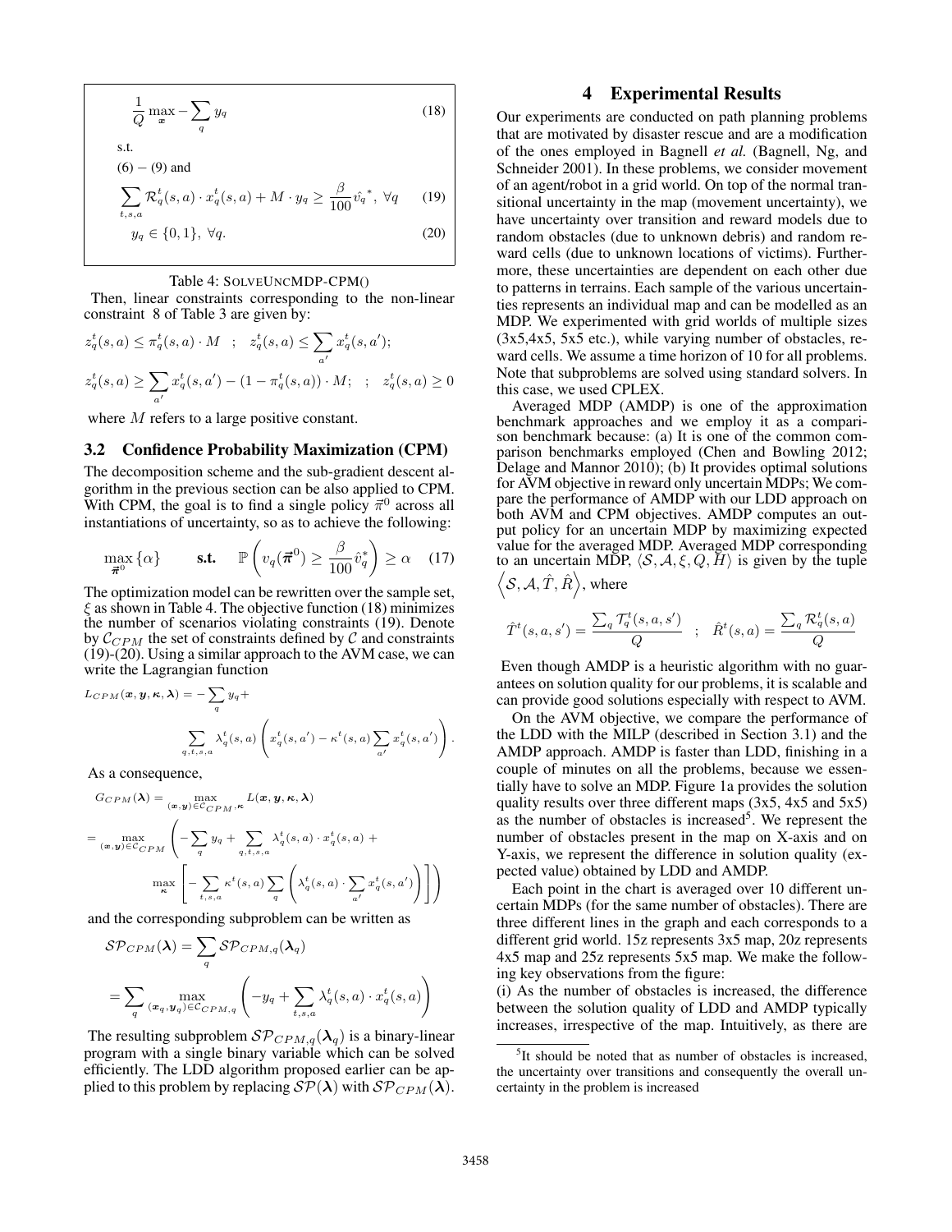$$\frac{1}{Q} \max_{\boldsymbol{x}} - \sum_q y_q \tag{18}$$

s.t.

(6) − (9) and

$$\sum_{t,s,a} \mathcal{R}^t_q(s,a) \cdot x^t_q(s,a) + M \cdot y_q \geq \frac{\beta}{100} \hat{v}_q^*, \; \forall q \tag{19}$$

$$y_q \in \{0, 1\}, \; \forall q. \tag{20}$$

Table 4: SOLVEUNCMDP-CPM()

Then, linear constraints corresponding to the non-linear constraint 8 of Table 3 are given by:

$$z^t_q(s,a) \leq \pi^t_q(s,a) \cdot M \quad ; \quad z^t_q(s,a) \leq \sum_{a'} x^t_q(s,a');$$

$$z^t_q(s,a) \geq \sum_{a'} x^t_q(s,a') - (1 - \pi^t_q(s,a)) \cdot M; \quad ; \quad z^t_q(s,a) \geq 0$$

where $M$ refers to a large positive constant.

### 3.2 Confidence Probability Maximization (CPM)

The decomposition scheme and the sub-gradient descent algorithm in the previous section can be also applied to CPM. With CPM, the goal is to find a single policy $\vec{\pi}^0$ across all instantiations of uncertainty, so as to achieve the following:

$$\max_{\vec{\pi}^0} \{\alpha\} \qquad \textbf{s.t.} \quad \mathbb{P}\left(v_q(\vec{\pi}^0) \geq \frac{\beta}{100} \hat{v}_q^*\right) \geq \alpha \tag{17}$$

The optimization model can be rewritten over the sample set, $\xi$ as shown in Table 4. The objective function (18) minimizes the number of scenarios violating constraints (19). Denote by $\mathcal{C}_{CPM}$ the set of constraints defined by $\mathcal{C}$ and constraints (19)-(20). Using a similar approach to the AVM case, we can write the Lagrangian function

$$L_{CPM}(\boldsymbol{x}, \boldsymbol{y}, \boldsymbol{\kappa}, \boldsymbol{\lambda}) = -\sum_q y_q + \sum_{q,t,s,a} \lambda^t_q(s,a) \left( x^t_q(s,a') - \kappa^t(s,a) \sum_{a'} x^t_q(s,a') \right).$$

As a consequence,

$$G_{CPM}(\boldsymbol{\lambda}) = \max_{(\boldsymbol{x},\boldsymbol{y}) \in \mathcal{C}_{CPM}, \boldsymbol{\kappa}} L(\boldsymbol{x}, \boldsymbol{y}, \boldsymbol{\kappa}, \boldsymbol{\lambda})$$

$$= \max_{(\boldsymbol{x},\boldsymbol{y}) \in \mathcal{C}_{CPM}} \left( -\sum_q y_q + \sum_{q,t,s,a} \lambda^t_q(s,a) \cdot x^t_q(s,a) + \max_{\boldsymbol{\kappa}} \left[ -\sum_{t,s,a} \kappa^t(s,a) \sum_q \left( \lambda^t_q(s,a) \cdot \sum_{a'} x^t_q(s,a') \right) \right] \right)$$

and the corresponding subproblem can be written as

$$\mathcal{SP}_{CPM}(\boldsymbol{\lambda}) = \sum_q \mathcal{SP}_{CPM,q}(\boldsymbol{\lambda}_q)$$

$$= \sum_q \max_{(\boldsymbol{x}_q, \boldsymbol{y}_q) \in \mathcal{C}_{CPM,q}} \left( -y_q + \sum_{t,s,a} \lambda^t_q(s,a) \cdot x^t_q(s,a) \right)$$

The resulting subproblem $\mathcal{SP}_{CPM,q}(\boldsymbol{\lambda}_q)$ is a binary-linear program with a single binary variable which can be solved efficiently. The LDD algorithm proposed earlier can be applied to this problem by replacing $\mathcal{SP}(\boldsymbol{\lambda})$ with $\mathcal{SP}_{CPM}(\boldsymbol{\lambda})$.

## 4 Experimental Results

Our experiments are conducted on path planning problems that are motivated by disaster rescue and are a modification of the ones employed in Bagnell *et al.* (Bagnell, Ng, and Schneider 2001). In these problems, we consider movement of an agent/robot in a grid world. On top of the normal transitional uncertainty in the map (movement uncertainty), we have uncertainty over transition and reward models due to random obstacles (due to unknown debris) and random reward cells (due to unknown locations of victims). Furthermore, these uncertainties are dependent on each other due to patterns in terrains. Each sample of the various uncertainties represents an individual map and can be modelled as an MDP. We experimented with grid worlds of multiple sizes (3x5,4x5, 5x5 etc.), while varying number of obstacles, reward cells. We assume a time horizon of 10 for all problems. Note that subproblems are solved using standard solvers. In this case, we used CPLEX.

Averaged MDP (AMDP) is one of the approximation benchmark approaches and we employ it as a comparison benchmark because: (a) It is one of the common comparison benchmarks employed (Chen and Bowling 2012; Delage and Mannor 2010); (b) It provides optimal solutions for AVM objective in reward only uncertain MDPs; We compare the performance of AMDP with our LDD approach on both AVM and CPM objectives. AMDP computes an output policy for an uncertain MDP by maximizing expected value for the averaged MDP. Averaged MDP corresponding to an uncertain MDP, $\langle \mathcal{S}, \mathcal{A}, \xi, Q, H \rangle$ is given by the tuple $\left\langle \mathcal{S}, \mathcal{A}, \hat{T}, \hat{R} \right\rangle$, where

$$\hat{T}^t(s,a,s') = \frac{\sum_q \mathcal{T}^t_q(s,a,s')}{Q} \quad ; \quad \hat{R}^t(s,a) = \frac{\sum_q \mathcal{R}^t_q(s,a)}{Q}$$

Even though AMDP is a heuristic algorithm with no guarantees on solution quality for our problems, it is scalable and can provide good solutions especially with respect to AVM.

On the AVM objective, we compare the performance of the LDD with the MILP (described in Section 3.1) and the AMDP approach. AMDP is faster than LDD, finishing in a couple of minutes on all the problems, because we essentially have to solve an MDP. Figure 1a provides the solution quality results over three different maps (3x5, 4x5 and 5x5) as the number of obstacles is increased[5]. We represent the number of obstacles present in the map on X-axis and on Y-axis, we represent the difference in solution quality (expected value) obtained by LDD and AMDP.

Each point in the chart is averaged over 10 different uncertain MDPs (for the same number of obstacles). There are three different lines in the graph and each corresponds to a different grid world. 15z represents 3x5 map, 20z represents 4x5 map and 25z represents 5x5 map. We make the following key observations from the figure:

(i) As the number of obstacles is increased, the difference between the solution quality of LDD and AMDP typically increases, irrespective of the map. Intuitively, as there are

[5] It should be noted that as number of obstacles is increased, the uncertainty over transitions and consequently the overall uncertainty in the problem is increased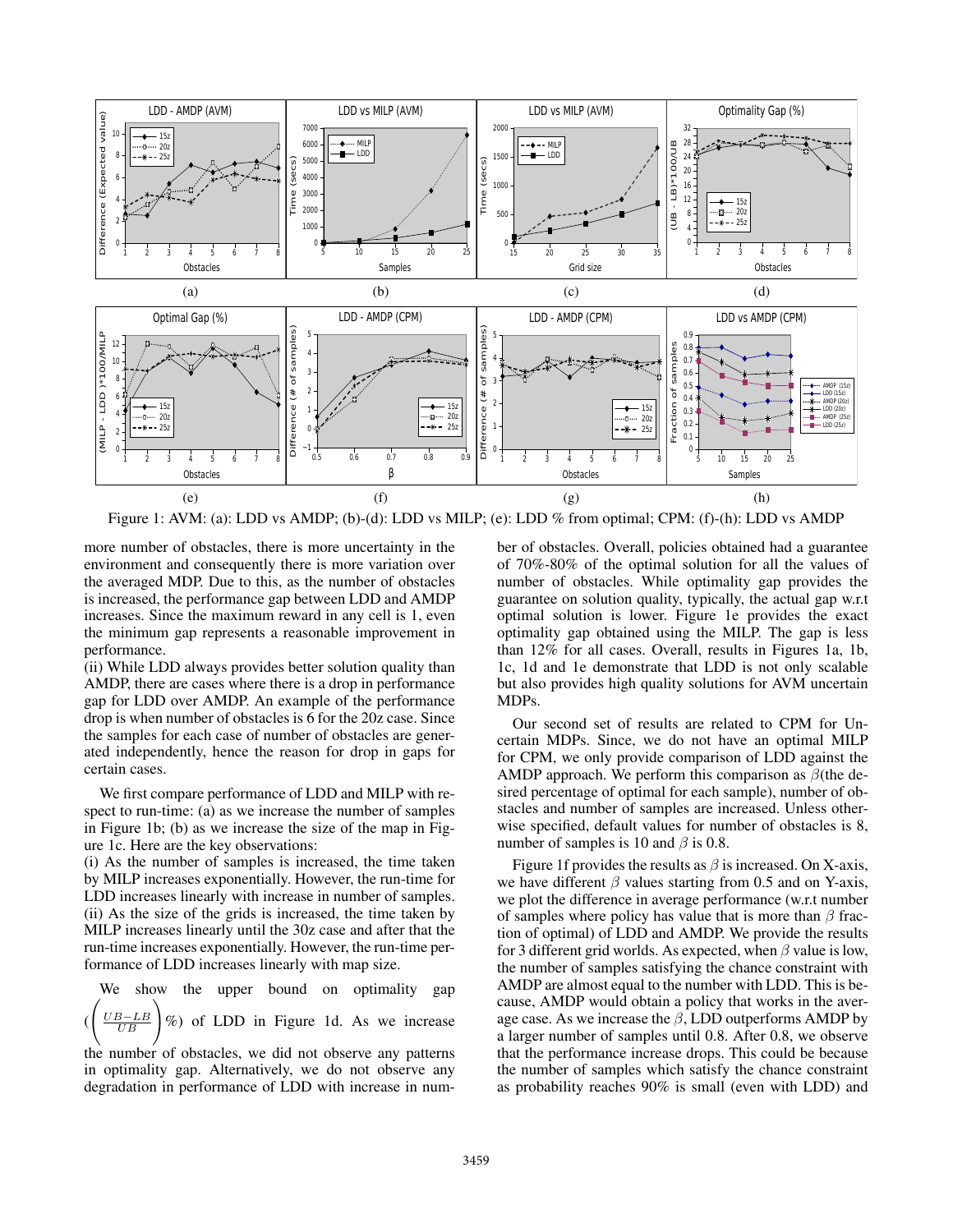Figure 1: AVM: (a): LDD vs AMDP; (b)-(d): LDD vs MILP; (e): LDD % from optimal; CPM: (f)-(h): LDD vs AMDP

more number of obstacles, there is more uncertainty in the environment and consequently there is more variation over the averaged MDP. Due to this, as the number of obstacles is increased, the performance gap between LDD and AMDP increases. Since the maximum reward in any cell is 1, even the minimum gap represents a reasonable improvement in performance.
(ii) While LDD always provides better solution quality than AMDP, there are cases where there is a drop in performance gap for LDD over AMDP. An example of the performance drop is when number of obstacles is 6 for the 20z case. Since the samples for each case of number of obstacles are generated independently, hence the reason for drop in gaps for certain cases.

We first compare performance of LDD and MILP with respect to run-time: (a) as we increase the number of samples in Figure 1b; (b) as we increase the size of the map in Figure 1c. Here are the key observations:
(i) As the number of samples is increased, the time taken by MILP increases exponentially. However, the run-time for LDD increases linearly with increase in number of samples.
(ii) As the size of the grids is increased, the time taken by MILP increases linearly until the 30z case and after that the run-time increases exponentially. However, the run-time performance of LDD increases linearly with map size.

We show the upper bound on optimality gap $\left(\left(\frac{UB-LB}{UB}\right)\%\right)$ of LDD in Figure 1d. As we increase the number of obstacles, we did not observe any patterns in optimality gap. Alternatively, we do not observe any degradation in performance of LDD with increase in number of obstacles. Overall, policies obtained had a guarantee of 70%-80% of the optimal solution for all the values of number of obstacles. While optimality gap provides the guarantee on solution quality, typically, the actual gap w.r.t optimal solution is lower. Figure 1e provides the exact optimality gap obtained using the MILP. The gap is less than 12% for all cases. Overall, results in Figures 1a, 1b, 1c, 1d and 1e demonstrate that LDD is not only scalable but also provides high quality solutions for AVM uncertain MDPs.

Our second set of results are related to CPM for Uncertain MDPs. Since, we do not have an optimal MILP for CPM, we only provide comparison of LDD against the AMDP approach. We perform this comparison as $\beta$(the desired percentage of optimal for each sample), number of obstacles and number of samples are increased. Unless otherwise specified, default values for number of obstacles is 8, number of samples is 10 and $\beta$ is 0.8.

Figure 1f provides the results as $\beta$ is increased. On X-axis, we have different $\beta$ values starting from 0.5 and on Y-axis, we plot the difference in average performance (w.r.t number of samples where policy has value that is more than $\beta$ fraction of optimal) of LDD and AMDP. We provide the results for 3 different grid worlds. As expected, when $\beta$ value is low, the number of samples satisfying the chance constraint with AMDP are almost equal to the number with LDD. This is because, AMDP would obtain a policy that works in the average case. As we increase the $\beta$, LDD outperforms AMDP by a larger number of samples until 0.8. After 0.8, we observe that the performance increase drops. This could be because the number of samples which satisfy the chance constraint as probability reaches 90% is small (even with LDD) and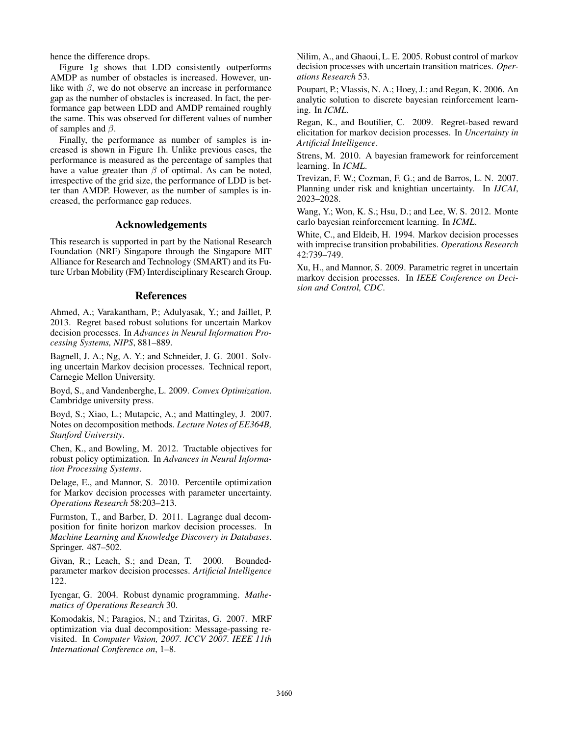hence the difference drops.

Figure 1g shows that LDD consistently outperforms AMDP as number of obstacles is increased. However, unlike with $\beta$, we do not observe an increase in performance gap as the number of obstacles is increased. In fact, the performance gap between LDD and AMDP remained roughly the same. This was observed for different values of number of samples and $\beta$.

Finally, the performance as number of samples is increased is shown in Figure 1h. Unlike previous cases, the performance is measured as the percentage of samples that have a value greater than $\beta$ of optimal. As can be noted, irrespective of the grid size, the performance of LDD is better than AMDP. However, as the number of samples is increased, the performance gap reduces.

## Acknowledgements

This research is supported in part by the National Research Foundation (NRF) Singapore through the Singapore MIT Alliance for Research and Technology (SMART) and its Future Urban Mobility (FM) Interdisciplinary Research Group.

## References

Ahmed, A.; Varakantham, P.; Adulyasak, Y.; and Jaillet, P. 2013. Regret based robust solutions for uncertain Markov decision processes. In *Advances in Neural Information Processing Systems, NIPS*, 881–889.

Bagnell, J. A.; Ng, A. Y.; and Schneider, J. G. 2001. Solving uncertain Markov decision processes. Technical report, Carnegie Mellon University.

Boyd, S., and Vandenberghe, L. 2009. *Convex Optimization*. Cambridge university press.

Boyd, S.; Xiao, L.; Mutapcic, A.; and Mattingley, J. 2007. Notes on decomposition methods. *Lecture Notes of EE364B, Stanford University*.

Chen, K., and Bowling, M. 2012. Tractable objectives for robust policy optimization. In *Advances in Neural Information Processing Systems*.

Delage, E., and Mannor, S. 2010. Percentile optimization for Markov decision processes with parameter uncertainty. *Operations Research* 58:203–213.

Furmston, T., and Barber, D. 2011. Lagrange dual decomposition for finite horizon markov decision processes. In *Machine Learning and Knowledge Discovery in Databases*. Springer. 487–502.

Givan, R.; Leach, S.; and Dean, T. 2000. Bounded-parameter markov decision processes. *Artificial Intelligence* 122.

Iyengar, G. 2004. Robust dynamic programming. *Mathematics of Operations Research* 30.

Komodakis, N.; Paragios, N.; and Tziritas, G. 2007. MRF optimization via dual decomposition: Message-passing revisited. In *Computer Vision, 2007. ICCV 2007. IEEE 11th International Conference on*, 1–8.

Nilim, A., and Ghaoui, L. E. 2005. Robust control of markov decision processes with uncertain transition matrices. *Operations Research* 53.

Poupart, P.; Vlassis, N. A.; Hoey, J.; and Regan, K. 2006. An analytic solution to discrete bayesian reinforcement learning. In *ICML*.

Regan, K., and Boutilier, C. 2009. Regret-based reward elicitation for markov decision processes. In *Uncertainty in Artificial Intelligence*.

Strens, M. 2010. A bayesian framework for reinforcement learning. In *ICML*.

Trevizan, F. W.; Cozman, F. G.; and de Barros, L. N. 2007. Planning under risk and knightian uncertainty. In *IJCAI*, 2023–2028.

Wang, Y.; Won, K. S.; Hsu, D.; and Lee, W. S. 2012. Monte carlo bayesian reinforcement learning. In *ICML*.

White, C., and Eldeib, H. 1994. Markov decision processes with imprecise transition probabilities. *Operations Research* 42:739–749.

Xu, H., and Mannor, S. 2009. Parametric regret in uncertain markov decision processes. In *IEEE Conference on Decision and Control, CDC*.